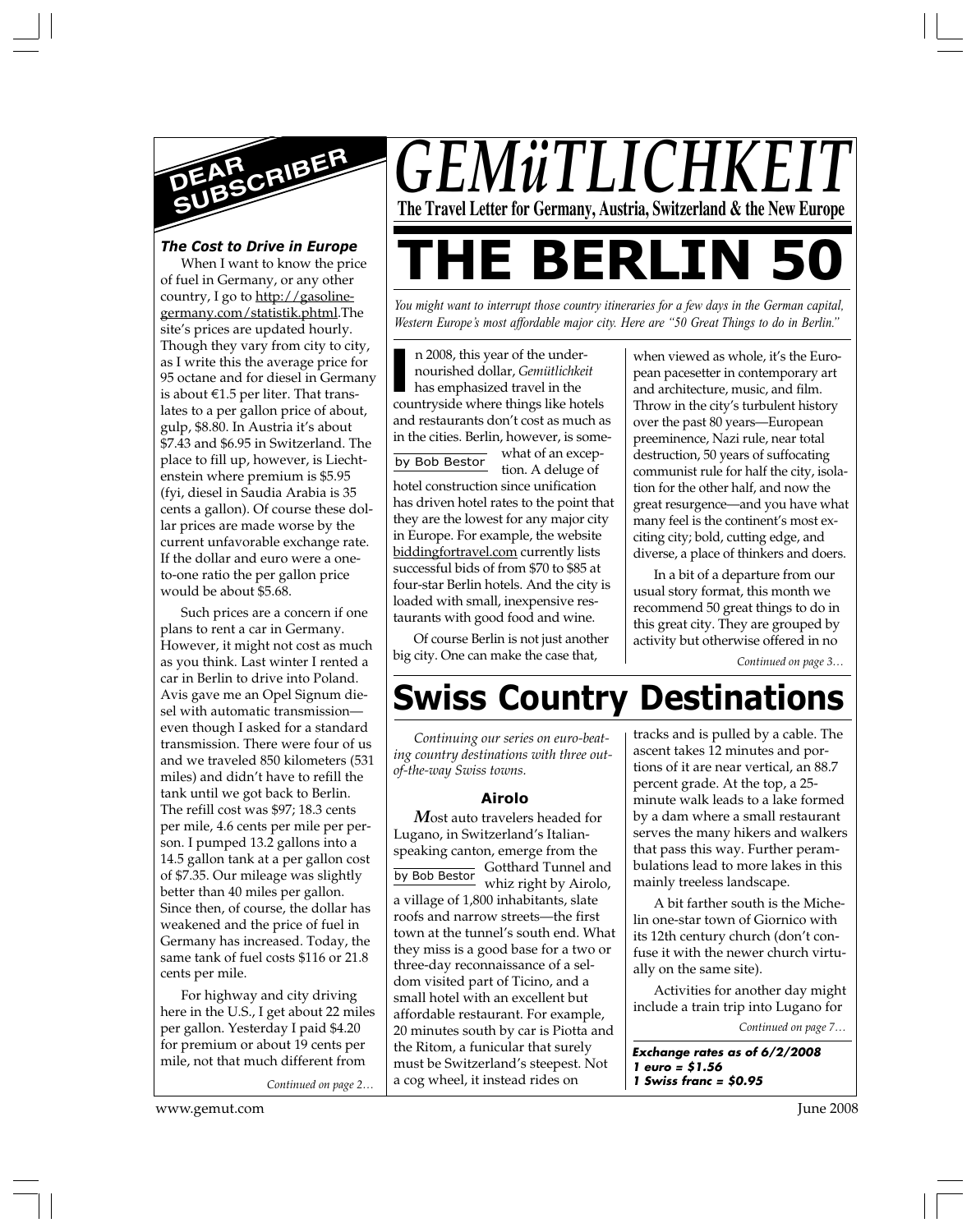# GEMüTLICHKEIT

**The Travel Letter for Germany, Austria, Switzerland & the New Europe**

# THE BERLIN 50

*You might want to interrupt those country itineraries for a few days in the German capital, Western Europe's most affordable major city. Here are "50 Great Things to do in Berlin."*

by Bob Bestor

In 2008, this year of the undernourished dollar, *Gemütlichkeit* has emphasized travel in the countryside where things like hotels and restaurants don't cost as much as in the cities. Berlin, however, is somewhat of an exception. A deluge of hotel construction since unification has driven hotel rates to the point that they are the lowest for any major city in Europe. For example, the website biddingfortravel.com currently lists successful bids of from $70 to $85 at four-star Berlin hotels. And the city is loaded with small, inexpensive restaurants with good food and wine.

Of course Berlin is not just another big city. One can make the case that, when viewed as whole, it's the European pacesetter in contemporary art and architecture, music, and film. Throw in the city's turbulent history over the past 80 years—European preeminence, Nazi rule, near total destruction, 50 years of suffocating communist rule for half the city, isolation for the other half, and now the great resurgence—and you have what many feel is the continent's most exciting city; bold, cutting edge, and diverse, a place of thinkers and doers.

In a bit of a departure from our usual story format, this month we recommend 50 great things to do in this great city. They are grouped by activity but otherwise offered in no

*Continued on page 3…*

# Swiss Country Destinations

*Continuing our series on euro-beating country destinations with three out-of-the-way Swiss towns.*

### Airolo

by Bob Bestor

***M**ost auto travelers headed for Lugano, in Switzerland's Italian-speaking canton, emerge from the Gotthard Tunnel and whiz right by Airolo, a village of 1,800 inhabitants, slate roofs and narrow streets—the first town at the tunnel's south end. What they miss is a good base for a two or three-day reconnaissance of a seldom visited part of Ticino, and a small hotel with an excellent but affordable restaurant. For example, 20 minutes south by car is Piotta and the Ritom, a funicular that surely must be Switzerland's steepest. Not a cog wheel, it instead rides on tracks and is pulled by a cable. The ascent takes 12 minutes and portions of it are near vertical, an 88.7 percent grade. At the top, a 25-minute walk leads to a lake formed by a dam where a small restaurant serves the many hikers and walkers that pass this way. Further perambulations lead to more lakes in this mainly treeless landscape.

A bit farther south is the Michelin one-star town of Giornico with its 12th century church (don't confuse it with the newer church virtually on the same site).

Activities for another day might include a train trip into Lugano for

*Continued on page 7…*

***Exchange rates as of 6/2/2008***
***1 euro = $1.56***
***1 Swiss franc = $0.95***

## DEAR SUBSCRIBER

### *The Cost to Drive in Europe*

When I want to know the price of fuel in Germany, or any other country, I go to http://gasoline-germany.com/statistik.phtml.The site's prices are updated hourly. Though they vary from city to city, as I write this the average price for 95 octane and for diesel in Germany is about €1.5 per liter. That translates to a per gallon price of about, gulp, $8.80. In Austria it's about $7.43 and $6.95 in Switzerland. The place to fill up, however, is Liechtenstein where premium is $5.95 (fyi, diesel in Saudia Arabia is 35 cents a gallon). Of course these dollar prices are made worse by the current unfavorable exchange rate. If the dollar and euro were a one-to-one ratio the per gallon price would be about $5.68.

Such prices are a concern if one plans to rent a car in Germany. However, it might not cost as much as you think. Last winter I rented a car in Berlin to drive into Poland. Avis gave me an Opel Signum diesel with automatic transmission—even though I asked for a standard transmission. There were four of us and we traveled 850 kilometers (531 miles) and didn't have to refill the tank until we got back to Berlin. The refill cost was $97; 18.3 cents per mile, 4.6 cents per mile per person. I pumped 13.2 gallons into a 14.5 gallon tank at a per gallon cost of $7.35. Our mileage was slightly better than 40 miles per gallon. Since then, of course, the dollar has weakened and the price of fuel in Germany has increased. Today, the same tank of fuel costs $116 or 21.8 cents per mile.

For highway and city driving here in the U.S., I get about 22 miles per gallon. Yesterday I paid $4.20 for premium or about 19 cents per mile, not that much different from

*Continued on page 2…*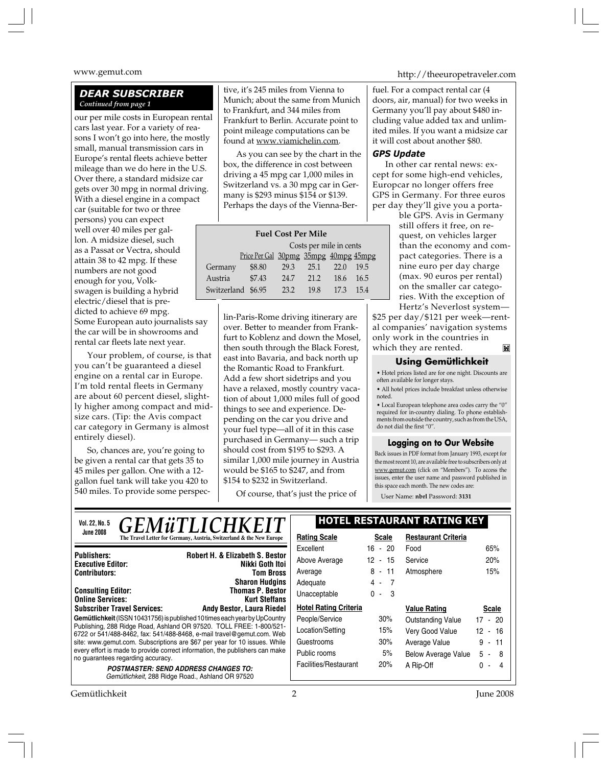## DEAR SUBSCRIBER

*Continued from page 1*

our per mile costs in European rental cars last year. For a variety of reasons I won't go into here, the mostly small, manual transmission cars in Europe's rental fleets achieve better mileage than we do here in the U.S. Over there, a standard midsize car gets over 30 mpg in normal driving. With a diesel engine in a compact car (suitable for two or three persons) you can expect well over 40 miles per gallon. A midsize diesel, such as a Passat or Vectra, should attain 38 to 42 mpg. If these numbers are not good enough for you, Volkswagen is building a hybrid electric/diesel that is predicted to achieve 69 mpg. Some European auto journalists say the car will be in showrooms and rental car fleets late next year.

Your problem, of course, is that you can't be guaranteed a diesel engine on a rental car in Europe. I'm told rental fleets in Germany are about 60 percent diesel, slightly higher among compact and midsize cars. (Tip: the Avis compact car category in Germany is almost entirely diesel).

So, chances are, you're going to be given a rental car that gets 35 to 45 miles per gallon. One with a 12-gallon fuel tank will take you 420 to 540 miles. To provide some perspective, it's 245 miles from Vienna to Munich; about the same from Munich to Frankfurt, and 344 miles from Frankfurt to Berlin. Accurate point to point mileage computations can be found at www.viamichelin.com.

As you can see by the chart in the box, the difference in cost between driving a 45 mpg car 1,000 miles in Switzerland vs. a 30 mpg car in Germany is $293 minus $154 or $139. Perhaps the days of the Vienna-Berlin-Paris-Rome driving itinerary are over. Better to meander from Frankfurt to Koblenz and down the Mosel, then south through the Black Forest, east into Bavaria, and back north up the Romantic Road to Frankfurt. Add a few short sidetrips and you have a relaxed, mostly country vacation of about 1,000 miles full of good things to see and experience. Depending on the car you drive and your fuel type—all of it in this case purchased in Germany— such a trip should cost from $195 to $293. A similar 1,000 mile journey in Austria would be $165 to $247, and from $154 to $232 in Switzerland.

Of course, that's just the price of fuel. For a compact rental car (4 doors, air, manual) for two weeks in Germany you'll pay about $480 including value added tax and unlimited miles. If you want a midsize car it will cost about another $80.

**Fuel Cost Per Mile**

| | | Costs per mile in cents | | | |
|---|---|---|---|---|---|
| | Price Per Gal | 30pmg | 35mpg | 40mpg | 45mpg |
| Germany | $8.80 | 29.3 | 25.1 | 22.0 | 19.5 |
| Austria | $7.43 | 24.7 | 21.2 | 18.6 | 16.5 |
| Switzerland | $6.95 | 23.2 | 19.8 | 17.3 | 15.4 |

### GPS Update

In other car rental news: except for some high-end vehicles, Europcar no longer offers free GPS in Germany. For three euros per day they'll give you a portable GPS. Avis in Germany still offers it free, on request, on vehicles larger than the economy and compact categories. There is a nine euro per day charge (max. 90 euros per rental) on the smaller car categories. With the exception of Hertz's Neverlost system—$25 per day/$121 per week—rental companies' navigation systems only work in the countries in which they are rented.

### Using Gemütlichkeit

- Hotel prices listed are for one night. Discounts are often available for longer stays.
- All hotel prices include breakfast unless otherwise noted.
- Local European telephone area codes carry the "0" required for in-country dialing. To phone establishments from outside the country, such as from the USA, do not dial the first "0".

### Logging on to Our Website

Back issues in PDF format from January 1993, except for the most recent 10, are available free to subscribers only at www.gemut.com (click on "Members"). To access the issues, enter the user name and password published in this space each month. The new codes are:

User Name: **nbrl** Password: **3131**

---

**Vol. 22, No. 5**
**June 2008**

# GEMüTLICHKEIT

**The Travel Letter for Germany, Austria, Switzerland & the New Europe**

| | |
|---|---|
| **Publishers:** | **Robert H. & Elizabeth S. Bestor** |
| **Executive Editor:** | **Nikki Goth Itoi** |
| **Contributors:** | **Tom Bross** |
| | **Sharon Hudgins** |
| **Consulting Editor:** | **Thomas P. Bestor** |
| **Online Services:** | **Kurt Steffans** |
| **Subscriber Travel Services:** | **Andy Bestor, Laura Riedel** |

**Gemütlichkeit** (ISSN 10431756) is published 10 times each year by UpCountry Publishing, 288 Ridge Road, Ashland OR 97520. TOLL FREE: 1-800/521-6722 or 541/488-8462, fax: 541/488-8468, e-mail travel@gemut.com. Web site: www.gemut.com. Subscriptions are $67 per year for 10 issues. While every effort is made to provide correct information, the publishers can make no guarantees regarding accuracy.

***POSTMASTER: SEND ADDRESS CHANGES TO:***
*Gemütlichkeit, 288 Ridge Road., Ashland OR 97520*

### HOTEL RESTAURANT RATING KEY

| Rating Scale | Scale |
|---|---|
| Excellent | 16 - 20 |
| Above Average | 12 - 15 |
| Average | 8 - 11 |
| Adequate | 4 - 7 |
| Unacceptable | 0 - 3 |

| Restaurant Criteria | |
|---|---|
| Food | 65% |
| Service | 20% |
| Atmosphere | 15% |

| Hotel Rating Criteria | |
|---|---|
| People/Service | 30% |
| Location/Setting | 15% |
| Guestrooms | 30% |
| Public rooms | 5% |
| Facilities/Restaurant | 20% |

| Value Rating | Scale |
|---|---|
| Outstanding Value | 17 - 20 |
| Very Good Value | 12 - 16 |
| Average Value | 9 - 11 |
| Below Average Value | 5 - 8 |
| A Rip-Off | 0 - 4 |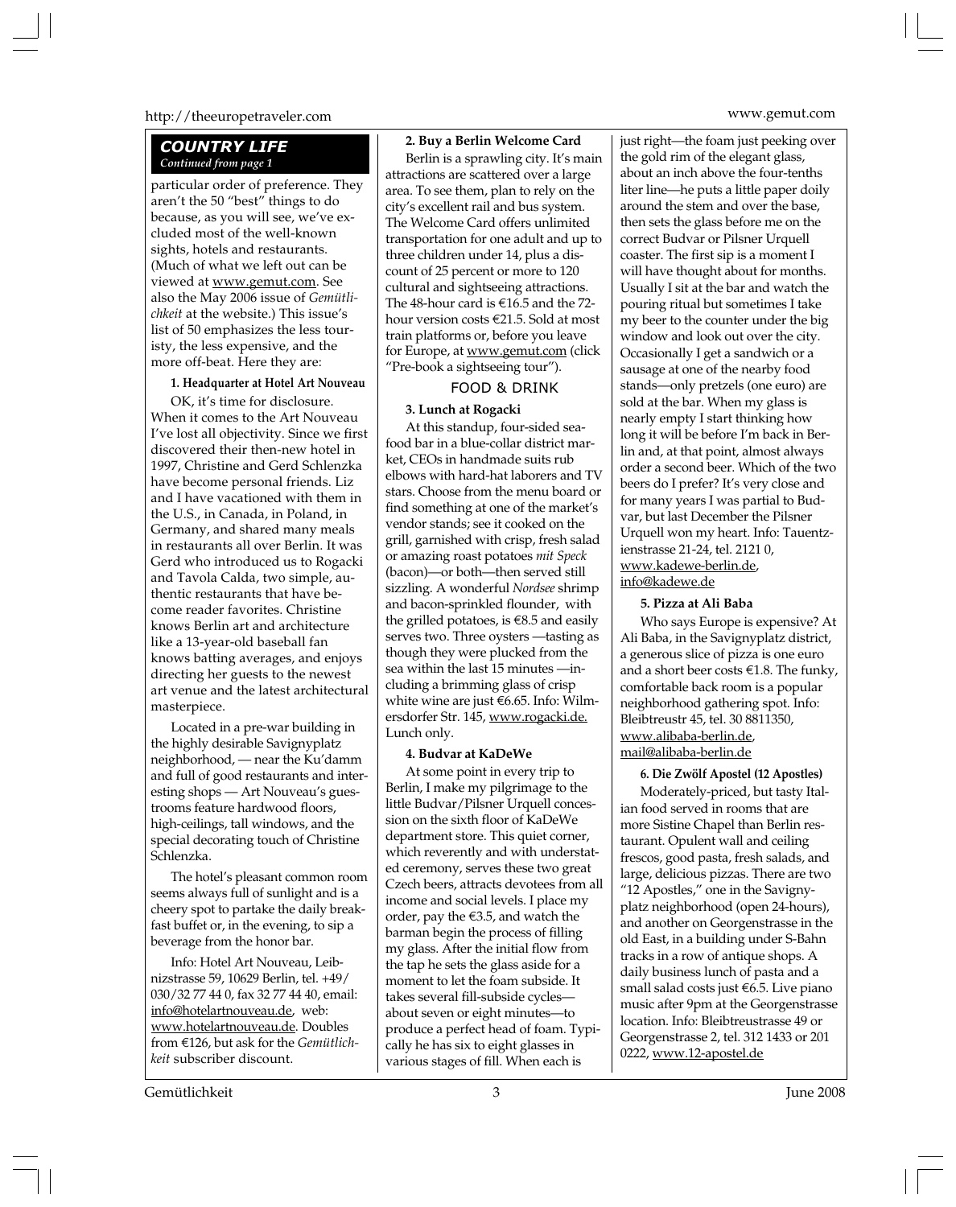## COUNTRY LIFE

*Continued from page 1*

particular order of preference. They aren't the 50 "best" things to do because, as you will see, we've excluded most of the well-known sights, hotels and restaurants. (Much of what we left out can be viewed at www.gemut.com. See also the May 2006 issue of *Gemütlichkeit* at the website.) This issue's list of 50 emphasizes the less touristy, the less expensive, and the more off-beat. Here they are:

**1. Headquarter at Hotel Art Nouveau**

OK, it's time for disclosure. When it comes to the Art Nouveau I've lost all objectivity. Since we first discovered their then-new hotel in 1997, Christine and Gerd Schlenzka have become personal friends. Liz and I have vacationed with them in the U.S., in Canada, in Poland, in Germany, and shared many meals in restaurants all over Berlin. It was Gerd who introduced us to Rogacki and Tavola Calda, two simple, authentic restaurants that have become reader favorites. Christine knows Berlin art and architecture like a 13-year-old baseball fan knows batting averages, and enjoys directing her guests to the newest art venue and the latest architectural masterpiece.

Located in a pre-war building in the highly desirable Savignyplatz neighborhood, — near the Ku'damm and full of good restaurants and interesting shops — Art Nouveau's guestrooms feature hardwood floors, high-ceilings, tall windows, and the special decorating touch of Christine Schlenzka.

The hotel's pleasant common room seems always full of sunlight and is a cheery spot to partake the daily breakfast buffet or, in the evening, to sip a beverage from the honor bar.

Info: Hotel Art Nouveau, Leibnizstrasse 59, 10629 Berlin, tel. +49/030/32 77 44 0, fax 32 77 44 40, email: info@hotelartnouveau.de, web: www.hotelartnouveau.de. Doubles from €126, but ask for the *Gemütlichkeit* subscriber discount.

**2. Buy a Berlin Welcome Card**

Berlin is a sprawling city. It's main attractions are scattered over a large area. To see them, plan to rely on the city's excellent rail and bus system. The Welcome Card offers unlimited transportation for one adult and up to three children under 14, plus a discount of 25 percent or more to 120 cultural and sightseeing attractions. The 48-hour card is €16.5 and the 72-hour version costs €21.5. Sold at most train platforms or, before you leave for Europe, at www.gemut.com (click "Pre-book a sightseeing tour").

### FOOD & DRINK

**3. Lunch at Rogacki**

At this standup, four-sided seafood bar in a blue-collar district market, CEOs in handmade suits rub elbows with hard-hat laborers and TV stars. Choose from the menu board or find something at one of the market's vendor stands; see it cooked on the grill, garnished with crisp, fresh salad or amazing roast potatoes *mit Speck* (bacon)—or both—then served still sizzling. A wonderful *Nordsee* shrimp and bacon-sprinkled flounder, with the grilled potatoes, is €8.5 and easily serves two. Three oysters —tasting as though they were plucked from the sea within the last 15 minutes —including a brimming glass of crisp white wine are just €6.65. Info: Wilmersdorfer Str. 145, www.rogacki.de. Lunch only.

**4. Budvar at KaDeWe**

At some point in every trip to Berlin, I make my pilgrimage to the little Budvar/Pilsner Urquell concession on the sixth floor of KaDeWe department store. This quiet corner, which reverently and with understated ceremony, serves these two great Czech beers, attracts devotees from all income and social levels. I place my order, pay the €3.5, and watch the barman begin the process of filling my glass. After the initial flow from the tap he sets the glass aside for a moment to let the foam subside. It takes several fill-subside cycles—about seven or eight minutes—to produce a perfect head of foam. Typically he has six to eight glasses in various stages of fill. When each is just right—the foam just peeking over the gold rim of the elegant glass, about an inch above the four-tenths liter line—he puts a little paper doily around the stem and over the base, then sets the glass before me on the correct Budvar or Pilsner Urquell coaster. The first sip is a moment I will have thought about for months. Usually I sit at the bar and watch the pouring ritual but sometimes I take my beer to the counter under the big window and look out over the city. Occasionally I get a sandwich or a sausage at one of the nearby food stands—only pretzels (one euro) are sold at the bar. When my glass is nearly empty I start thinking how long it will be before I'm back in Berlin and, at that point, almost always order a second beer. Which of the two beers do I prefer? It's very close and for many years I was partial to Budvar, but last December the Pilsner Urquell won my heart. Info: Tauentzienstrasse 21-24, tel. 2121 0, www.kadewe-berlin.de, info@kadewe.de

**5. Pizza at Ali Baba**

Who says Europe is expensive? At Ali Baba, in the Savignyplatz district, a generous slice of pizza is one euro and a short beer costs €1.8. The funky, comfortable back room is a popular neighborhood gathering spot. Info: Bleibtreustr 45, tel. 30 8811350, www.alibaba-berlin.de, mail@alibaba-berlin.de

**6. Die Zwölf Apostel (12 Apostles)**

Moderately-priced, but tasty Italian food served in rooms that are more Sistine Chapel than Berlin restaurant. Opulent wall and ceiling frescos, good pasta, fresh salads, and large, delicious pizzas. There are two "12 Apostles," one in the Savignyplatz neighborhood (open 24-hours), and another on Georgenstrasse in the old East, in a building under S-Bahn tracks in a row of antique shops. A daily business lunch of pasta and a small salad costs just €6.5. Live piano music after 9pm at the Georgenstrasse location. Info: Bleibtreustrasse 49 or Georgenstrasse 2, tel. 312 1433 or 201 0222, www.12-apostel.de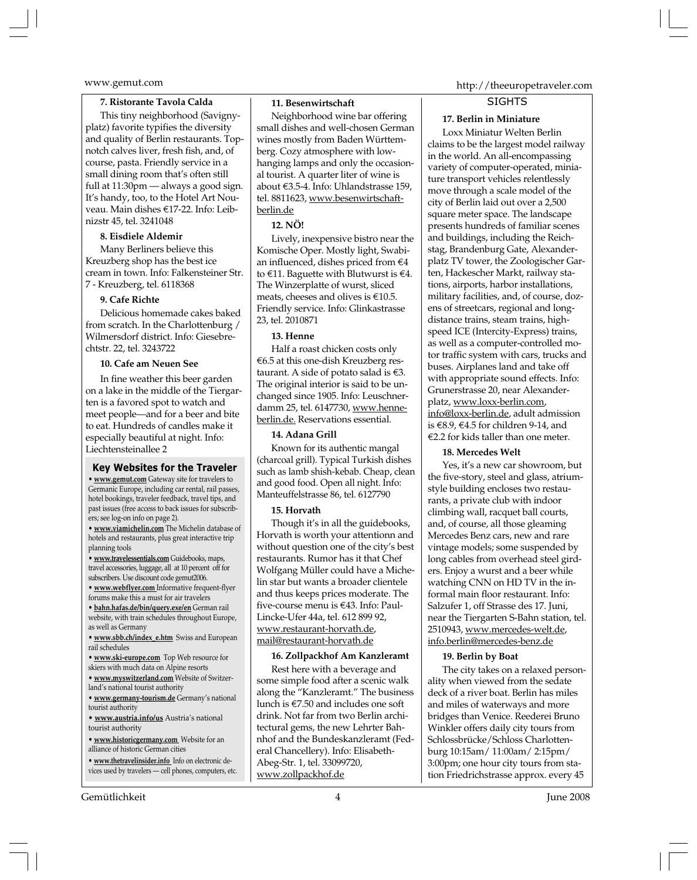#### 7. Ristorante Tavola Calda

This tiny neighborhood (Savignyplatz) favorite typifies the diversity and quality of Berlin restaurants. Topnotch calves liver, fresh fish, and, of course, pasta. Friendly service in a small dining room that's often still full at 11:30pm — always a good sign. It's handy, too, to the Hotel Art Nouveau. Main dishes €17-22. Info: Leibnizstr 45, tel. 3241048

#### 8. Eisdiele Aldemir

Many Berliners believe this Kreuzberg shop has the best ice cream in town. Info: Falkensteiner Str. 7 - Kreuzberg, tel. 6118368

#### 9. Cafe Richte

Delicious homemade cakes baked from scratch. In the Charlottenburg / Wilmersdorf district. Info: Giesebrechtstr. 22, tel. 3243722

#### 10. Cafe am Neuen See

In fine weather this beer garden on a lake in the middle of the Tiergarten is a favored spot to watch and meet people—and for a beer and bite to eat. Hundreds of candles make it especially beautiful at night. Info: Liechtensteinallee 2

### Key Websites for the Traveler

- **www.gemut.com** Gateway site for travelers to Germanic Europe, including car rental, rail passes, hotel bookings, traveler feedback, travel tips, and past issues (free access to back issues for subscribers; see log-on info on page 2).
- **www.viamichelin.com** The Michelin database of hotels and restaurants, plus great interactive trip planning tools
- **www.travelessentials.com** Guidebooks, maps, travel accessories, luggage, all at 10 percent off for subscribers. Use discount code gemut2006.
- **www.webflyer.com** Informative frequent-flyer forums make this a must for air travelers
- **bahn.hafas.de/bin/query.exe/en** German rail website, with train schedules throughout Europe, as well as Germany
- **www.sbb.ch/index_e.htm** Swiss and European rail schedules
- **www.ski-europe.com** Top Web resource for skiers with much data on Alpine resorts
- **www.myswitzerland.com** Website of Switzerland's national tourist authority
- **www.germany-tourism.de** Germany's national tourist authority
- **www.austria.info/us** Austria's national tourist authority
- **www.historicgermany.com** Website for an alliance of historic German cities
- **www.thetravelinsider.info** Info on electronic devices used by travelers — cell phones, computers, etc.

#### 11. Besenwirtschaft

Neighborhood wine bar offering small dishes and well-chosen German wines mostly from Baden Württemberg. Cozy atmosphere with low-hanging lamps and only the occasional tourist. A quarter liter of wine is about €3.5-4. Info: Uhlandstrasse 159, tel. 8811623, www.besenwirtschaft-berlin.de

#### 12. NÖ!

Lively, inexpensive bistro near the Komische Oper. Mostly light, Swabian influenced, dishes priced from €4 to €11. Baguette with Blutwurst is €4. The Winzerplatte of wurst, sliced meats, cheeses and olives is €10.5. Friendly service. Info: Glinkastrasse 23, tel. 2010871

#### 13. Henne

Half a roast chicken costs only €6.5 at this one-dish Kreuzberg restaurant. A side of potato salad is €3. The original interior is said to be unchanged since 1905. Info: Leuschnerdamm 25, tel. 6147730, www.henne-berlin.de. Reservations essential.

#### 14. Adana Grill

Known for its authentic mangal (charcoal grill). Typical Turkish dishes such as lamb shish-kebab. Cheap, clean and good food. Open all night. Info: Manteuffelstrasse 86, tel. 6127790

#### 15. Horvath

Though it's in all the guidebooks, Horvath is worth your attentionn and without question one of the city's best restaurants. Rumor has it that Chef Wolfgang Müller could have a Michelin star but wants a broader clientele and thus keeps prices moderate. The five-course menu is €43. Info: Paul-Lincke-Ufer 44a, tel. 612 899 92, www.restaurant-horvath.de, mail@restaurant-horvath.de

#### 16. Zollpackhof Am Kanzleramt

Rest here with a beverage and some simple food after a scenic walk along the "Kanzleramt." The business lunch is €7.50 and includes one soft drink. Not far from two Berlin architectural gems, the new Lehrter Bahnhof and the Bundeskanzleramt (Federal Chancellery). Info: Elisabeth-Abeg-Str. 1, tel. 33099720, www.zollpackhof.de

## SIGHTS

#### 17. Berlin in Miniature

Loxx Miniatur Welten Berlin claims to be the largest model railway in the world. An all-encompassing variety of computer-operated, miniature transport vehicles relentlessly move through a scale model of the city of Berlin laid out over a 2,500 square meter space. The landscape presents hundreds of familiar scenes and buildings, including the Reichstag, Brandenburg Gate, Alexanderplatz TV tower, the Zoologischer Garten, Hackescher Markt, railway stations, airports, harbor installations, military facilities, and, of course, dozens of streetcars, regional and long-distance trains, steam trains, high-speed ICE (Intercity-Express) trains, as well as a computer-controlled motor traffic system with cars, trucks and buses. Airplanes land and take off with appropriate sound effects. Info: Grunerstrasse 20, near Alexanderplatz, www.loxx-berlin.com, info@loxx-berlin.de, adult admission is €8.9, €4.5 for children 9-14, and €2.2 for kids taller than one meter.

#### 18. Mercedes Welt

Yes, it's a new car showroom, but the five-story, steel and glass, atrium-style building encloses two restaurants, a private club with indoor climbing wall, racquet ball courts, and, of course, all those gleaming Mercedes Benz cars, new and rare vintage models; some suspended by long cables from overhead steel girders. Enjoy a wurst and a beer while watching CNN on HD TV in the informal main floor restaurant. Info: Salzufer 1, off Strasse des 17. Juni, near the Tiergarten S-Bahn station, tel. 2510943, www.mercedes-welt.de, info.berlin@mercedes-benz.de

#### 19. Berlin by Boat

The city takes on a relaxed personality when viewed from the sedate deck of a river boat. Berlin has miles and miles of waterways and more bridges than Venice. Reederei Bruno Winkler offers daily city tours from Schlossbrücke/Schloss Charlottenburg 10:15am/ 11:00am/ 2:15pm/ 3:00pm; one hour city tours from station Friedrichstrasse approx. every 45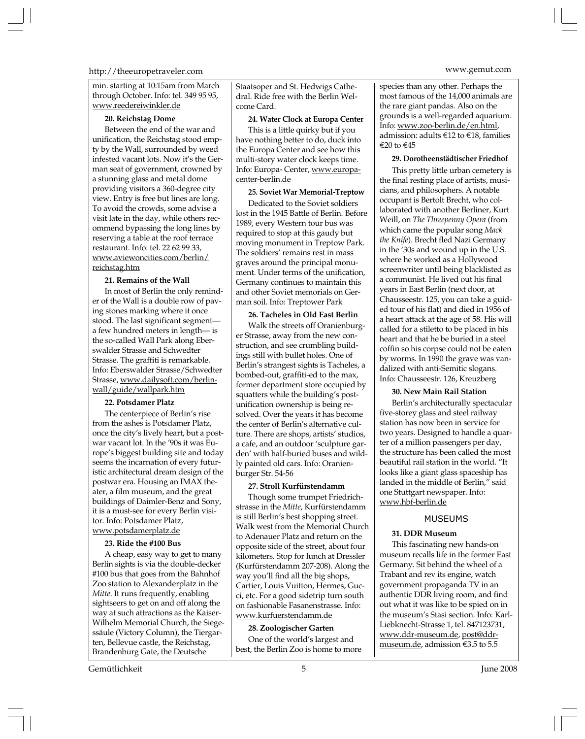min. starting at 10:15am from March through October. Info: tel. 349 95 95, www.reedereiwinkler.de

**20. Reichstag Dome**

Between the end of the war and unification, the Reichstag stood empty by the Wall, surrounded by weed infested vacant lots. Now it's the German seat of government, crowned by a stunning glass and metal dome providing visitors a 360-degree city view. Entry is free but lines are long. To avoid the crowds, some advise a visit late in the day, while others recommend bypassing the long lines by reserving a table at the roof terrace restaurant. Info: tel. 22 62 99 33, www.aviewoncities.com/berlin/reichstag.htm

**21. Remains of the Wall**

In most of Berlin the only reminder of the Wall is a double row of paving stones marking where it once stood. The last significant segment—a few hundred meters in length— is the so-called Wall Park along Eberswalder Strasse and Schwedter Strasse. The graffiti is remarkable. Info: Eberswalder Strasse/Schwedter Strasse, www.dailysoft.com/berlinwall/guide/wallpark.htm

**22. Potsdamer Platz**

The centerpiece of Berlin's rise from the ashes is Potsdamer Platz, once the city's lively heart, but a postwar vacant lot. In the '90s it was Europe's biggest building site and today seems the incarnation of every futuristic architectural dream design of the postwar era. Housing an IMAX theater, a film museum, and the great buildings of Daimler-Benz and Sony, it is a must-see for every Berlin visitor. Info: Potsdamer Platz, www.potsdamerplatz.de

**23. Ride the #100 Bus**

A cheap, easy way to get to many Berlin sights is via the double-decker #100 bus that goes from the Bahnhof Zoo station to Alexanderplatz in the *Mitte*. It runs frequently, enabling sightseers to get on and off along the way at such attractions as the Kaiser-Wilhelm Memorial Church, the Siegessäule (Victory Column), the Tiergarten, Bellevue castle, the Reichstag, Brandenburg Gate, the Deutsche Staatsoper and St. Hedwigs Cathedral. Ride free with the Berlin Welcome Card.

**24. Water Clock at Europa Center**

This is a little quirky but if you have nothing better to do, duck into the Europa Center and see how this multi-story water clock keeps time. Info: Europa- Center, www.europa-center-berlin.de

**25. Soviet War Memorial-Treptow**

Dedicated to the Soviet soldiers lost in the 1945 Battle of Berlin. Before 1989, every Western tour bus was required to stop at this gaudy but moving monument in Treptow Park. The soldiers' remains rest in mass graves around the principal monument. Under terms of the unification, Germany continues to maintain this and other Soviet memorials on German soil. Info: Treptower Park

**26. Tacheles in Old East Berlin**

Walk the streets off Oranienburger Strasse, away from the new construction, and see crumbling buildings still with bullet holes. One of Berlin's strangest sights is Tacheles, a bombed-out, graffiti-ed to the max, former department store occupied by squatters while the building's post-unification ownership is being resolved. Over the years it has become the center of Berlin's alternative culture. There are shops, artists' studios, a cafe, and an outdoor 'sculpture garden' with half-buried buses and wildly painted old cars. Info: Oranienburger Str. 54-56

**27. Stroll Kurfürstendamm**

Though some trumpet Friedrichstrasse in the *Mitte*, Kurfürstendamm is still Berlin's best shopping street. Walk west from the Memorial Church to Adenauer Platz and return on the opposite side of the street, about four kilometers. Stop for lunch at Dressler (Kurfürstendamm 207-208). Along the way you'll find all the big shops, Cartier, Louis Vuitton, Hermes, Gucci, etc. For a good sidetrip turn south on fashionable Fasanenstrasse. Info: www.kurfuerstendamm.de

**28. Zoologischer Garten**

One of the world's largest and best, the Berlin Zoo is home to more species than any other. Perhaps the most famous of the 14,000 animals are the rare giant pandas. Also on the grounds is a well-regarded aquarium. Info: www.zoo-berlin.de/en.html, admission: adults €12 to €18, families €20 to €45

**29. Dorotheenstädtischer Friedhof**

This pretty little urban cemetery is the final resting place of artists, musicians, and philosophers. A notable occupant is Bertolt Brecht, who collaborated with another Berliner, Kurt Weill, on *The Threepenny Opera* (from which came the popular song *Mack the Knife*). Brecht fled Nazi Germany in the '30s and wound up in the U.S. where he worked as a Hollywood screenwriter until being blacklisted as a communist. He lived out his final years in East Berlin (next door, at Chausseestr. 125, you can take a guided tour of his flat) and died in 1956 of a heart attack at the age of 58. His will called for a stiletto to be placed in his heart and that he be buried in a steel coffin so his corpse could not be eaten by worms. In 1990 the grave was vandalized with anti-Semitic slogans. Info: Chausseestr. 126, Kreuzberg

**30. New Main Rail Station**

Berlin's architecturally spectacular five-storey glass and steel railway station has now been in service for two years. Designed to handle a quarter of a million passengers per day, the structure has been called the most beautiful rail station in the world. "It looks like a giant glass spaceship has landed in the middle of Berlin," said one Stuttgart newspaper. Info: www.hbf-berlin.de

## MUSEUMS

**31. DDR Museum**

This fascinating new hands-on museum recalls life in the former East Germany. Sit behind the wheel of a Trabant and rev its engine, watch government propaganda TV in an authentic DDR living room, and find out what it was like to be spied on in the museum's Stasi section. Info: Karl-Liebknecht-Strasse 1, tel. 847123731, www.ddr-museum.de, post@ddr-museum.de, admission €3.5 to 5.5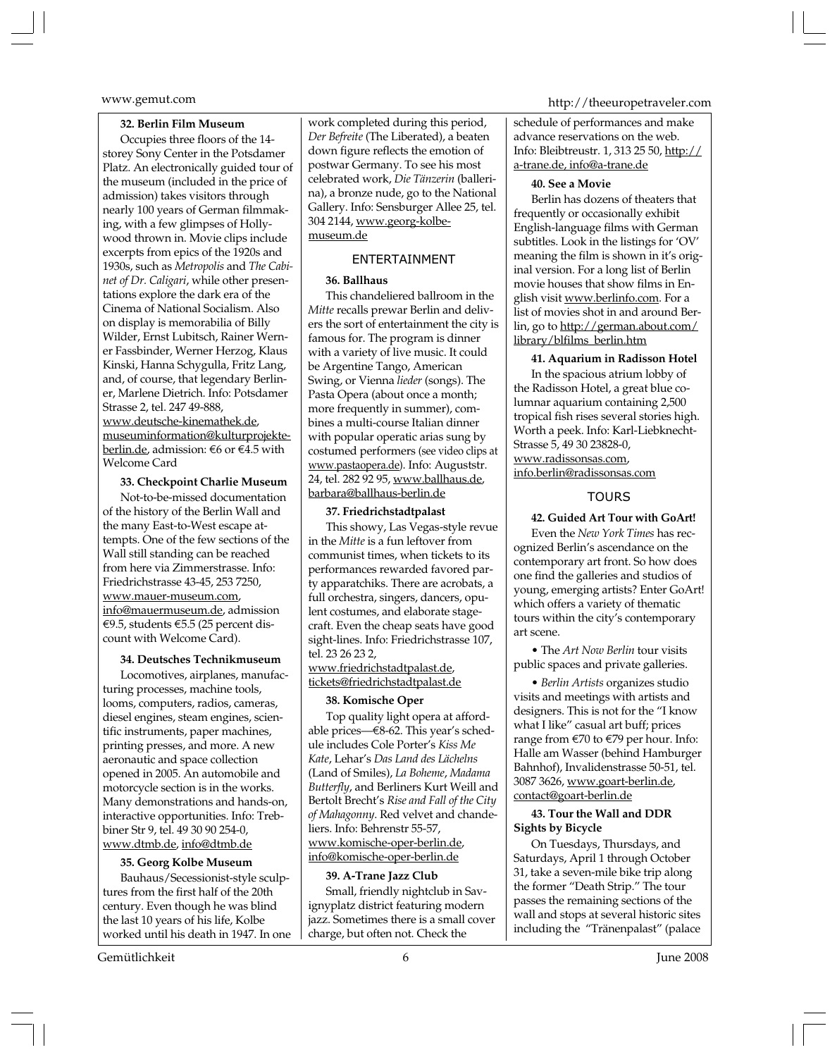**32. Berlin Film Museum**

Occupies three floors of the 14-storey Sony Center in the Potsdamer Platz. An electronically guided tour of the museum (included in the price of admission) takes visitors through nearly 100 years of German filmmaking, with a few glimpses of Hollywood thrown in. Movie clips include excerpts from epics of the 1920s and 1930s, such as *Metropolis* and *The Cabinet of Dr. Caligari*, while other presentations explore the dark era of the Cinema of National Socialism. Also on display is memorabilia of Billy Wilder, Ernst Lubitsch, Rainer Werner Fassbinder, Werner Herzog, Klaus Kinski, Hanna Schygulla, Fritz Lang, and, of course, that legendary Berliner, Marlene Dietrich. Info: Potsdamer Strasse 2, tel. 247 49-888, www.deutsche-kinemathek.de, museuminformation@kulturprojekte-berlin.de, admission: €6 or €4.5 with Welcome Card

**33. Checkpoint Charlie Museum**

Not-to-be-missed documentation of the history of the Berlin Wall and the many East-to-West escape attempts. One of the few sections of the Wall still standing can be reached from here via Zimmerstrasse. Info: Friedrichstrasse 43-45, 253 7250, www.mauer-museum.com, info@mauermuseum.de, admission €9.5, students €5.5 (25 percent discount with Welcome Card).

**34. Deutsches Technikmuseum**

Locomotives, airplanes, manufacturing processes, machine tools, looms, computers, radios, cameras, diesel engines, steam engines, scientific instruments, paper machines, printing presses, and more. A new aeronautic and space collection opened in 2005. An automobile and motorcycle section is in the works. Many demonstrations and hands-on, interactive opportunities. Info: Trebbiner Str 9, tel. 49 30 90 254-0, www.dtmb.de, info@dtmb.de

**35. Georg Kolbe Museum**

Bauhaus/Secessionist-style sculptures from the first half of the 20th century. Even though he was blind the last 10 years of his life, Kolbe worked until his death in 1947. In one work completed during this period, *Der Befreite* (The Liberated), a beaten down figure reflects the emotion of postwar Germany. To see his most celebrated work, *Die Tänzerin* (ballerina), a bronze nude, go to the National Gallery. Info: Sensburger Allee 25, tel. 304 2144, www.georg-kolbe-museum.de

## ENTERTAINMENT

**36. Ballhaus**

This chandeliered ballroom in the *Mitte* recalls prewar Berlin and delivers the sort of entertainment the city is famous for. The program is dinner with a variety of live music. It could be Argentine Tango, American Swing, or Vienna *lieder* (songs). The Pasta Opera (about once a month; more frequently in summer), combines a multi-course Italian dinner with popular operatic arias sung by costumed performers (see video clips at www.pastaopera.de). Info: Auguststr. 24, tel. 282 92 95, www.ballhaus.de, barbara@ballhaus-berlin.de

**37. Friedrichstadtpalast**

This showy, Las Vegas-style revue in the *Mitte* is a fun leftover from communist times, when tickets to its performances rewarded favored party apparatchiks. There are acrobats, a full orchestra, singers, dancers, opulent costumes, and elaborate stagecraft. Even the cheap seats have good sight-lines. Info: Friedrichstrasse 107, tel. 23 26 23 2, www.friedrichstadtpalast.de, tickets@friedrichstadtpalast.de

**38. Komische Oper**

Top quality light opera at affordable prices—€8-62. This year's schedule includes Cole Porter's *Kiss Me Kate*, Lehar's *Das Land des Lächelns* (Land of Smiles), *La Boheme*, *Madama Butterfly*, and Berliners Kurt Weill and Bertolt Brecht's *Rise and Fall of the City of Mahagonny*. Red velvet and chandeliers. Info: Behrenstr 55-57, www.komische-oper-berlin.de, info@komische-oper-berlin.de

**39. A-Trane Jazz Club**

Small, friendly nightclub in Savignyplatz district featuring modern jazz. Sometimes there is a small cover charge, but often not. Check the schedule of performances and make advance reservations on the web. Info: Bleibtreustr. 1, 313 25 50, http://a-trane.de, info@a-trane.de

**40. See a Movie**

Berlin has dozens of theaters that frequently or occasionally exhibit English-language films with German subtitles. Look in the listings for 'OV' meaning the film is shown in it's original version. For a long list of Berlin movie houses that show films in English visit www.berlinfo.com. For a list of movies shot in and around Berlin, go to http://german.about.com/library/blfilms_berlin.htm

**41. Aquarium in Radisson Hotel**

In the spacious atrium lobby of the Radisson Hotel, a great blue columnar aquarium containing 2,500 tropical fish rises several stories high. Worth a peek. Info: Karl-Liebknecht-Strasse 5, 49 30 23828-0, www.radissonsas.com, info.berlin@radissonsas.com

## TOURS

**42. Guided Art Tour with GoArt!**

Even the *New York Times* has recognized Berlin's ascendance on the contemporary art front. So how does one find the galleries and studios of young, emerging artists? Enter GoArt! which offers a variety of thematic tours within the city's contemporary art scene.

- The *Art Now Berlin* tour visits public spaces and private galleries.
- *Berlin Artists* organizes studio visits and meetings with artists and designers. This is not for the "I know what I like" casual art buff; prices range from €70 to €79 per hour. Info: Halle am Wasser (behind Hamburger Bahnhof), Invalidenstrasse 50-51, tel. 3087 3626, www.goart-berlin.de, contact@goart-berlin.de

**43. Tour the Wall and DDR Sights by Bicycle**

On Tuesdays, Thursdays, and Saturdays, April 1 through October 31, take a seven-mile bike trip along the former "Death Strip." The tour passes the remaining sections of the wall and stops at several historic sites including the "Tränenpalast" (palace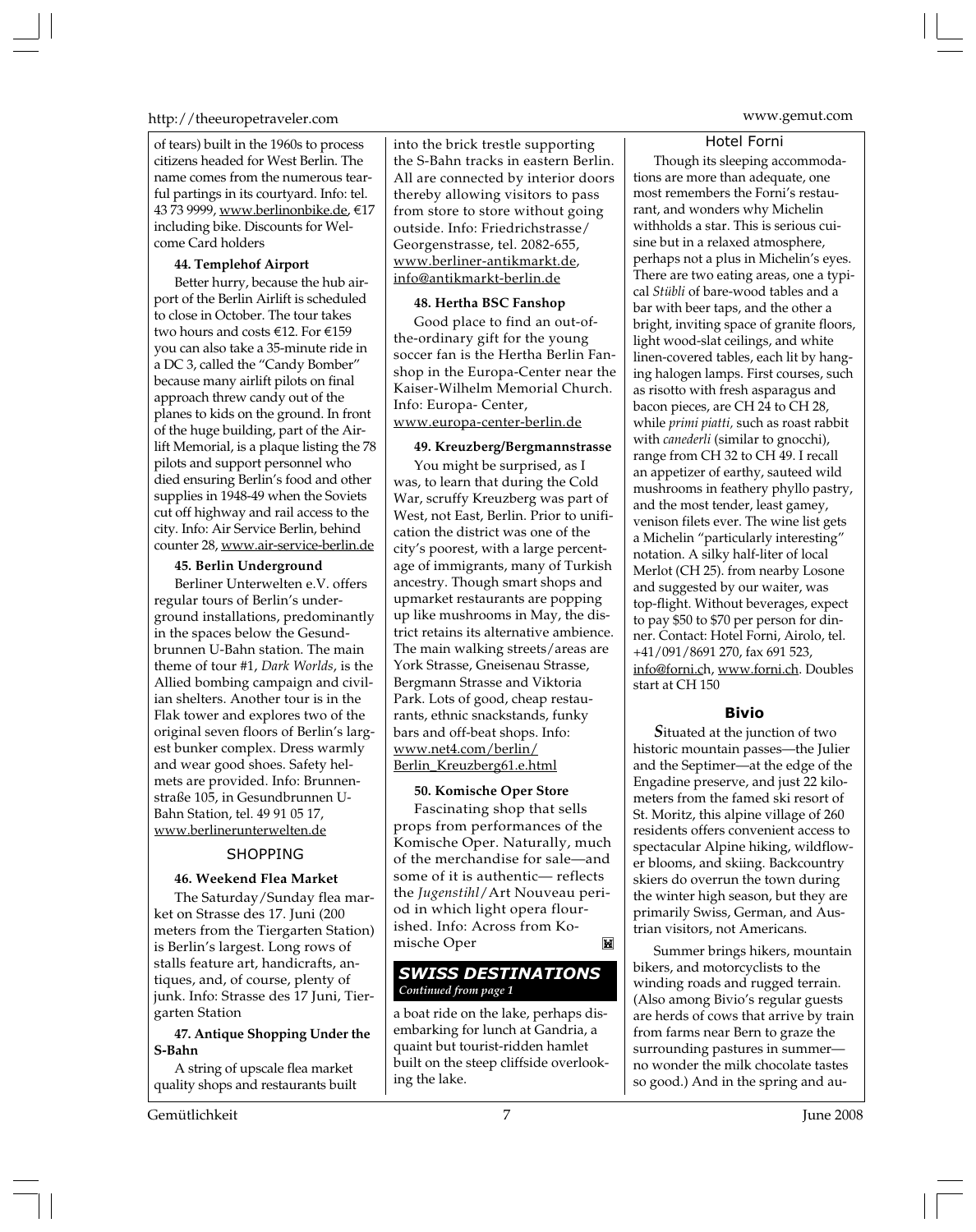of tears) built in the 1960s to process citizens headed for West Berlin. The name comes from the numerous tearful partings in its courtyard. Info: tel. 43 73 9999, www.berlinonbike.de, €17 including bike. Discounts for Welcome Card holders

**44. Templehof Airport**

Better hurry, because the hub airport of the Berlin Airlift is scheduled to close in October. The tour takes two hours and costs €12. For €159 you can also take a 35-minute ride in a DC 3, called the "Candy Bomber" because many airlift pilots on final approach threw candy out of the planes to kids on the ground. In front of the huge building, part of the Airlift Memorial, is a plaque listing the 78 pilots and support personnel who died ensuring Berlin's food and other supplies in 1948-49 when the Soviets cut off highway and rail access to the city. Info: Air Service Berlin, behind counter 28, www.air-service-berlin.de

**45. Berlin Underground**

Berliner Unterwelten e.V. offers regular tours of Berlin's underground installations, predominantly in the spaces below the Gesundbrunnen U-Bahn station. The main theme of tour #1, *Dark Worlds*, is the Allied bombing campaign and civilian shelters. Another tour is in the Flak tower and explores two of the original seven floors of Berlin's largest bunker complex. Dress warmly and wear good shoes. Safety helmets are provided. Info: Brunnenstraße 105, in Gesundbrunnen U-Bahn Station, tel. 49 91 05 17, www.berlinerunterwelten.de

## SHOPPING

**46. Weekend Flea Market**

The Saturday/Sunday flea market on Strasse des 17. Juni (200 meters from the Tiergarten Station) is Berlin's largest. Long rows of stalls feature art, handicrafts, antiques, and, of course, plenty of junk. Info: Strasse des 17 Juni, Tiergarten Station

**47. Antique Shopping Under the S-Bahn**

A string of upscale flea market quality shops and restaurants built into the brick trestle supporting the S-Bahn tracks in eastern Berlin. All are connected by interior doors thereby allowing visitors to pass from store to store without going outside. Info: Friedrichstrasse/Georgenstrasse, tel. 2082-655, www.berliner-antikmarkt.de, info@antikmarkt-berlin.de

**48. Hertha BSC Fanshop**

Good place to find an out-of-the-ordinary gift for the young soccer fan is the Hertha Berlin Fanshop in the Europa-Center near the Kaiser-Wilhelm Memorial Church. Info: Europa- Center, www.europa-center-berlin.de

**49. Kreuzberg/Bergmannstrasse**

You might be surprised, as I was, to learn that during the Cold War, scruffy Kreuzberg was part of West, not East, Berlin. Prior to unification the district was one of the city's poorest, with a large percentage of immigrants, many of Turkish ancestry. Though smart shops and upmarket restaurants are popping up like mushrooms in May, the district retains its alternative ambience. The main walking streets/areas are York Strasse, Gneisenau Strasse, Bergmann Strasse and Viktoria Park. Lots of good, cheap restaurants, ethnic snackstands, funky bars and off-beat shops. Info: www.net4.com/berlin/Berlin_Kreuzberg61.e.html

**50. Komische Oper Store**

Fascinating shop that sells props from performances of the Komische Oper. Naturally, much of the merchandise for sale—and some of it is authentic— reflects the *Jugenstihl*/Art Nouveau period in which light opera flourished. Info: Across from Komische Oper

## SWISS DESTINATIONS

*Continued from page 1*

a boat ride on the lake, perhaps disembarking for lunch at Gandria, a quaint but tourist-ridden hamlet built on the steep cliffside overlooking the lake.

### Hotel Forni

Though its sleeping accommodations are more than adequate, one most remembers the Forni's restaurant, and wonders why Michelin withholds a star. This is serious cuisine but in a relaxed atmosphere, perhaps not a plus in Michelin's eyes. There are two eating areas, one a typical *Stübli* of bare-wood tables and a bar with beer taps, and the other a bright, inviting space of granite floors, light wood-slat ceilings, and white linen-covered tables, each lit by hanging halogen lamps. First courses, such as risotto with fresh asparagus and bacon pieces, are CH 24 to CH 28, while *primi piatti,* such as roast rabbit with *canederli* (similar to gnocchi), range from CH 32 to CH 49. I recall an appetizer of earthy, sauteed wild mushrooms in feathery phyllo pastry, and the most tender, least gamey, venison filets ever. The wine list gets a Michelin "particularly interesting" notation. A silky half-liter of local Merlot (CH 25). from nearby Losone and suggested by our waiter, was top-flight. Without beverages, expect to pay $50 to $70 per person for dinner. Contact: Hotel Forni, Airolo, tel. +41/091/8691 270, fax 691 523, info@forni.ch, www.forni.ch. Doubles start at CH 150

### Bivio

*S*ituated at the junction of two historic mountain passes—the Julier and the Septimer—at the edge of the Engadine preserve, and just 22 kilometers from the famed ski resort of St. Moritz, this alpine village of 260 residents offers convenient access to spectacular Alpine hiking, wildflower blooms, and skiing. Backcountry skiers do overrun the town during the winter high season, but they are primarily Swiss, German, and Austrian visitors, not Americans.

Summer brings hikers, mountain bikers, and motorcyclists to the winding roads and rugged terrain. (Also among Bivio's regular guests are herds of cows that arrive by train from farms near Bern to graze the surrounding pastures in summer—no wonder the milk chocolate tastes so good.) And in the spring and au-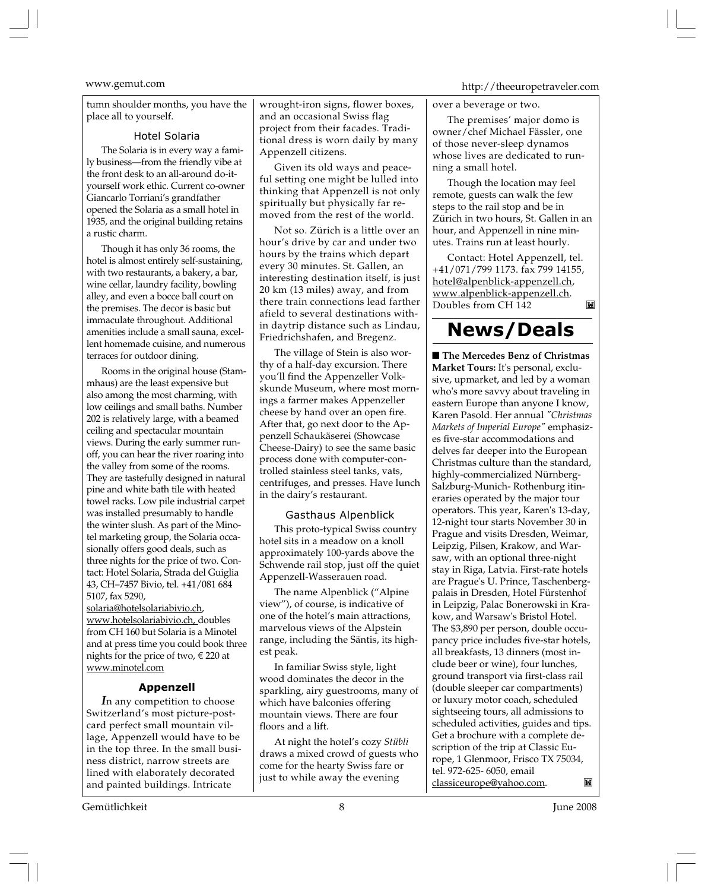tumn shoulder months, you have the place all to yourself.

### Hotel Solaria

The Solaria is in every way a family business—from the friendly vibe at the front desk to an all-around do-it-yourself work ethic. Current co-owner Giancarlo Torriani's grandfather opened the Solaria as a small hotel in 1935, and the original building retains a rustic charm.

Though it has only 36 rooms, the hotel is almost entirely self-sustaining, with two restaurants, a bakery, a bar, wine cellar, laundry facility, bowling alley, and even a bocce ball court on the premises. The decor is basic but immaculate throughout. Additional amenities include a small sauna, excellent homemade cuisine, and numerous terraces for outdoor dining.

Rooms in the original house (Stammhaus) are the least expensive but also among the most charming, with low ceilings and small baths. Number 202 is relatively large, with a beamed ceiling and spectacular mountain views. During the early summer runoff, you can hear the river roaring into the valley from some of the rooms. They are tastefully designed in natural pine and white bath tile with heated towel racks. Low pile industrial carpet was installed presumably to handle the winter slush. As part of the Minotel marketing group, the Solaria occasionally offers good deals, such as three nights for the price of two. Contact: Hotel Solaria, Strada del Guiglia 43, CH–7457 Bivio, tel. +41/081 684 5107, fax 5290, solaria@hotelsolariabivio.ch, www.hotelsolariabivio.ch, doubles from CH 160 but Solaria is a Minotel and at press time you could book three nights for the price of two, € 220 at www.minotel.com

## Appenzell

*I*n any competition to choose Switzerland's most picture-postcard perfect small mountain village, Appenzell would have to be in the top three. In the small business district, narrow streets are lined with elaborately decorated and painted buildings. Intricate wrought-iron signs, flower boxes, and an occasional Swiss flag project from their facades. Traditional dress is worn daily by many Appenzell citizens.

Given its old ways and peaceful setting one might be lulled into thinking that Appenzell is not only spiritually but physically far removed from the rest of the world.

Not so. Zürich is a little over an hour's drive by car and under two hours by the trains which depart every 30 minutes. St. Gallen, an interesting destination itself, is just 20 km (13 miles) away, and from there train connections lead farther afield to several destinations within daytrip distance such as Lindau, Friedrichshafen, and Bregenz.

The village of Stein is also worthy of a half-day excursion. There you'll find the Appenzeller Volkskunde Museum, where most mornings a farmer makes Appenzeller cheese by hand over an open fire. After that, go next door to the Appenzell Schaukäserei (Showcase Cheese-Dairy) to see the same basic process done with computer-controlled stainless steel tanks, vats, centrifuges, and presses. Have lunch in the dairy's restaurant.

### Gasthaus Alpenblick

This proto-typical Swiss country hotel sits in a meadow on a knoll approximately 100-yards above the Schwende rail stop, just off the quiet Appenzell-Wasserauen road.

The name Alpenblick ("Alpine view"), of course, is indicative of one of the hotel's main attractions, marvelous views of the Alpstein range, including the Säntis, its highest peak.

In familiar Swiss style, light wood dominates the decor in the sparkling, airy guestrooms, many of which have balconies offering mountain views. There are four floors and a lift.

At night the hotel's cozy *Stübli* draws a mixed crowd of guests who come for the hearty Swiss fare or just to while away the evening over a beverage or two.

The premises' major domo is owner/chef Michael Fässler, one of those never-sleep dynamos whose lives are dedicated to running a small hotel.

Though the location may feel remote, guests can walk the few steps to the rail stop and be in Zürich in two hours, St. Gallen in an hour, and Appenzell in nine minutes. Trains run at least hourly.

Contact: Hotel Appenzell, tel. +41/071/799 1173. fax 799 14155, hotel@alpenblick-appenzell.ch, www.alpenblick-appenzell.ch. Doubles from CH 142

# News/Deals

■ **The Mercedes Benz of Christmas Market Tours:** It's personal, exclusive, upmarket, and led by a woman who's more savvy about traveling in eastern Europe than anyone I know, Karen Pasold. Her annual *"Christmas Markets of Imperial Europe"* emphasizes five-star accommodations and delves far deeper into the European Christmas culture than the standard, highly-commercialized Nürnberg-Salzburg-Munich- Rothenburg itineraries operated by the major tour operators. This year, Karen's 13-day, 12-night tour starts November 30 in Prague and visits Dresden, Weimar, Leipzig, Pilsen, Krakow, and Warsaw, with an optional three-night stay in Riga, Latvia. First-rate hotels are Prague's U. Prince, Taschenbergpalais in Dresden, Hotel Fürstenhof in Leipzig, Palac Bonerowski in Krakow, and Warsaw's Bristol Hotel. The $3,890 per person, double occupancy price includes five-star hotels, all breakfasts, 13 dinners (most include beer or wine), four lunches, ground transport via first-class rail (double sleeper car compartments) or luxury motor coach, scheduled sightseeing tours, all admissions to scheduled activities, guides and tips. Get a brochure with a complete description of the trip at Classic Europe, 1 Glenmoor, Frisco TX 75034, tel. 972-625- 6050, email classiceurope@yahoo.com.